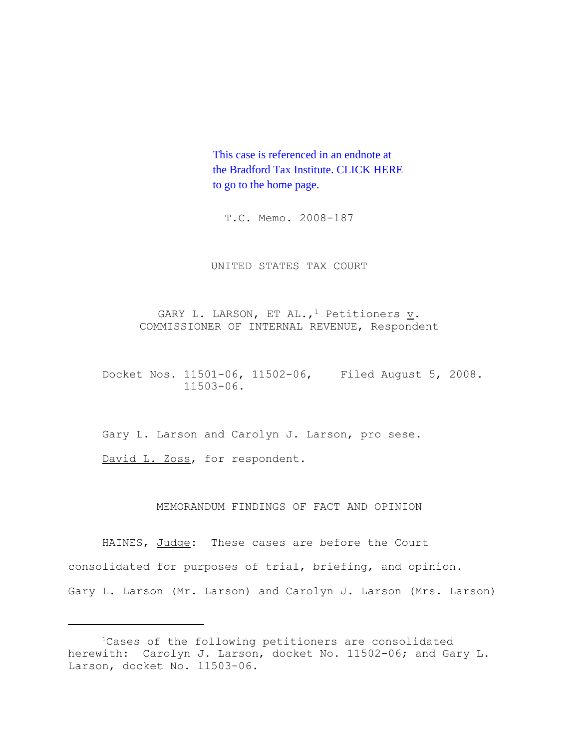This case is referenced in an endnote at the Bradford Tax Institute. CLICK HERE to go to the home page.

T.C. Memo. 2008-187

UNITED STATES TAX COURT

GARY L. LARSON, ET AL.,[1] Petitioners v. COMMISSIONER OF INTERNAL REVENUE, Respondent

Docket Nos. 11501-06, 11502-06, 11503-06. Filed August 5, 2008.

Gary L. Larson and Carolyn J. Larson, pro sese.

David L. Zoss, for respondent.

MEMORANDUM FINDINGS OF FACT AND OPINION

HAINES, Judge: These cases are before the Court consolidated for purposes of trial, briefing, and opinion. Gary L. Larson (Mr. Larson) and Carolyn J. Larson (Mrs. Larson)

---

[1]Cases of the following petitioners are consolidated herewith: Carolyn J. Larson, docket No. 11502-06; and Gary L. Larson, docket No. 11503-06.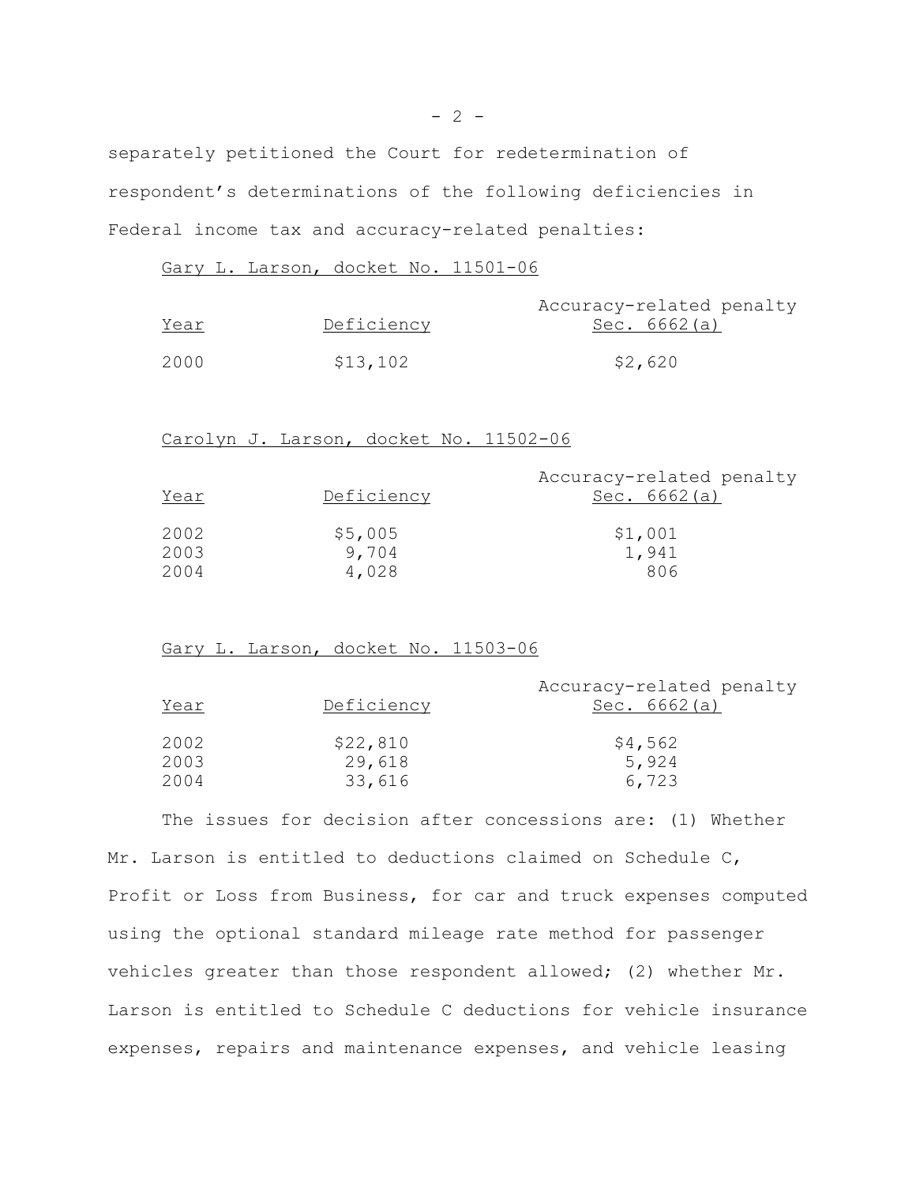separately petitioned the Court for redetermination of respondent's determinations of the following deficiencies in Federal income tax and accuracy-related penalties:

Gary L. Larson, docket No. 11501-06

| Year | Deficiency | Accuracy-related penalty Sec. 6662(a) |
|---|---|---|
| 2000 | $13,102 | $2,620 |

Carolyn J. Larson, docket No. 11502-06

| Year | Deficiency | Accuracy-related penalty Sec. 6662(a) |
|---|---|---|
| 2002 | $5,005 | $1,001 |
| 2003 | 9,704 | 1,941 |
| 2004 | 4,028 | 806 |

Gary L. Larson, docket No. 11503-06

| Year | Deficiency | Accuracy-related penalty Sec. 6662(a) |
|---|---|---|
| 2002 | $22,810 | $4,562 |
| 2003 | 29,618 | 5,924 |
| 2004 | 33,616 | 6,723 |

The issues for decision after concessions are: (1) Whether Mr. Larson is entitled to deductions claimed on Schedule C, Profit or Loss from Business, for car and truck expenses computed using the optional standard mileage rate method for passenger vehicles greater than those respondent allowed; (2) whether Mr. Larson is entitled to Schedule C deductions for vehicle insurance expenses, repairs and maintenance expenses, and vehicle leasing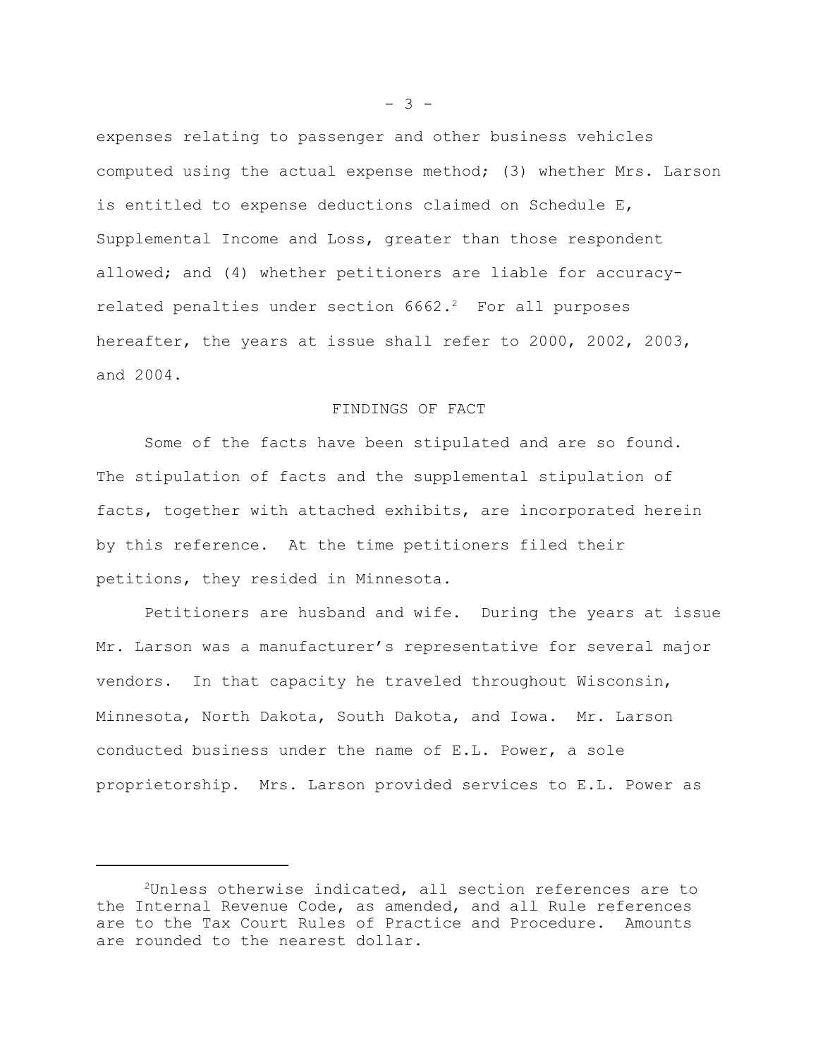expenses relating to passenger and other business vehicles computed using the actual expense method; (3) whether Mrs. Larson is entitled to expense deductions claimed on Schedule E, Supplemental Income and Loss, greater than those respondent allowed; and (4) whether petitioners are liable for accuracy-related penalties under section 6662.[2] For all purposes hereafter, the years at issue shall refer to 2000, 2002, 2003, and 2004.

## FINDINGS OF FACT

Some of the facts have been stipulated and are so found. The stipulation of facts and the supplemental stipulation of facts, together with attached exhibits, are incorporated herein by this reference. At the time petitioners filed their petitions, they resided in Minnesota.

Petitioners are husband and wife. During the years at issue Mr. Larson was a manufacturer's representative for several major vendors. In that capacity he traveled throughout Wisconsin, Minnesota, North Dakota, South Dakota, and Iowa. Mr. Larson conducted business under the name of E.L. Power, a sole proprietorship. Mrs. Larson provided services to E.L. Power as

---

[2] Unless otherwise indicated, all section references are to the Internal Revenue Code, as amended, and all Rule references are to the Tax Court Rules of Practice and Procedure. Amounts are rounded to the nearest dollar.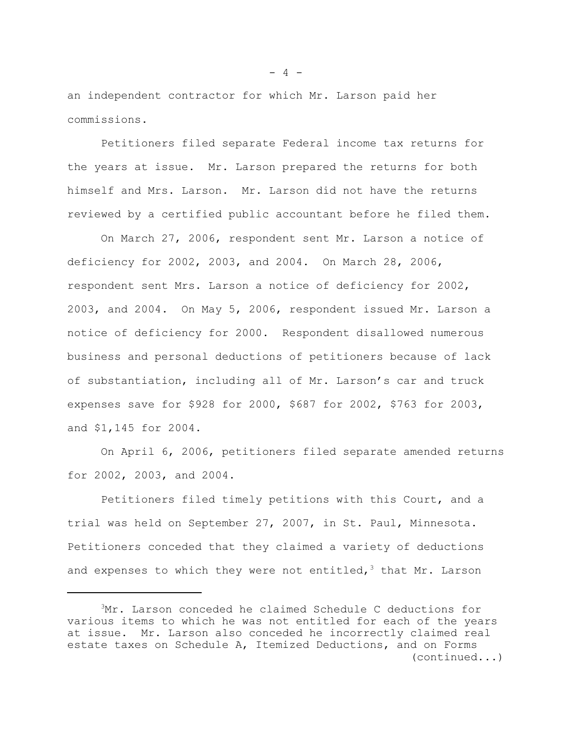an independent contractor for which Mr. Larson paid her commissions.

Petitioners filed separate Federal income tax returns for the years at issue. Mr. Larson prepared the returns for both himself and Mrs. Larson. Mr. Larson did not have the returns reviewed by a certified public accountant before he filed them.

On March 27, 2006, respondent sent Mr. Larson a notice of deficiency for 2002, 2003, and 2004. On March 28, 2006, respondent sent Mrs. Larson a notice of deficiency for 2002, 2003, and 2004. On May 5, 2006, respondent issued Mr. Larson a notice of deficiency for 2000. Respondent disallowed numerous business and personal deductions of petitioners because of lack of substantiation, including all of Mr. Larson's car and truck expenses save for $928 for 2000, $687 for 2002, $763 for 2003, and $1,145 for 2004.

On April 6, 2006, petitioners filed separate amended returns for 2002, 2003, and 2004.

Petitioners filed timely petitions with this Court, and a trial was held on September 27, 2007, in St. Paul, Minnesota. Petitioners conceded that they claimed a variety of deductions and expenses to which they were not entitled,[3] that Mr. Larson

---

[3]Mr. Larson conceded he claimed Schedule C deductions for various items to which he was not entitled for each of the years at issue. Mr. Larson also conceded he incorrectly claimed real estate taxes on Schedule A, Itemized Deductions, and on Forms (continued...)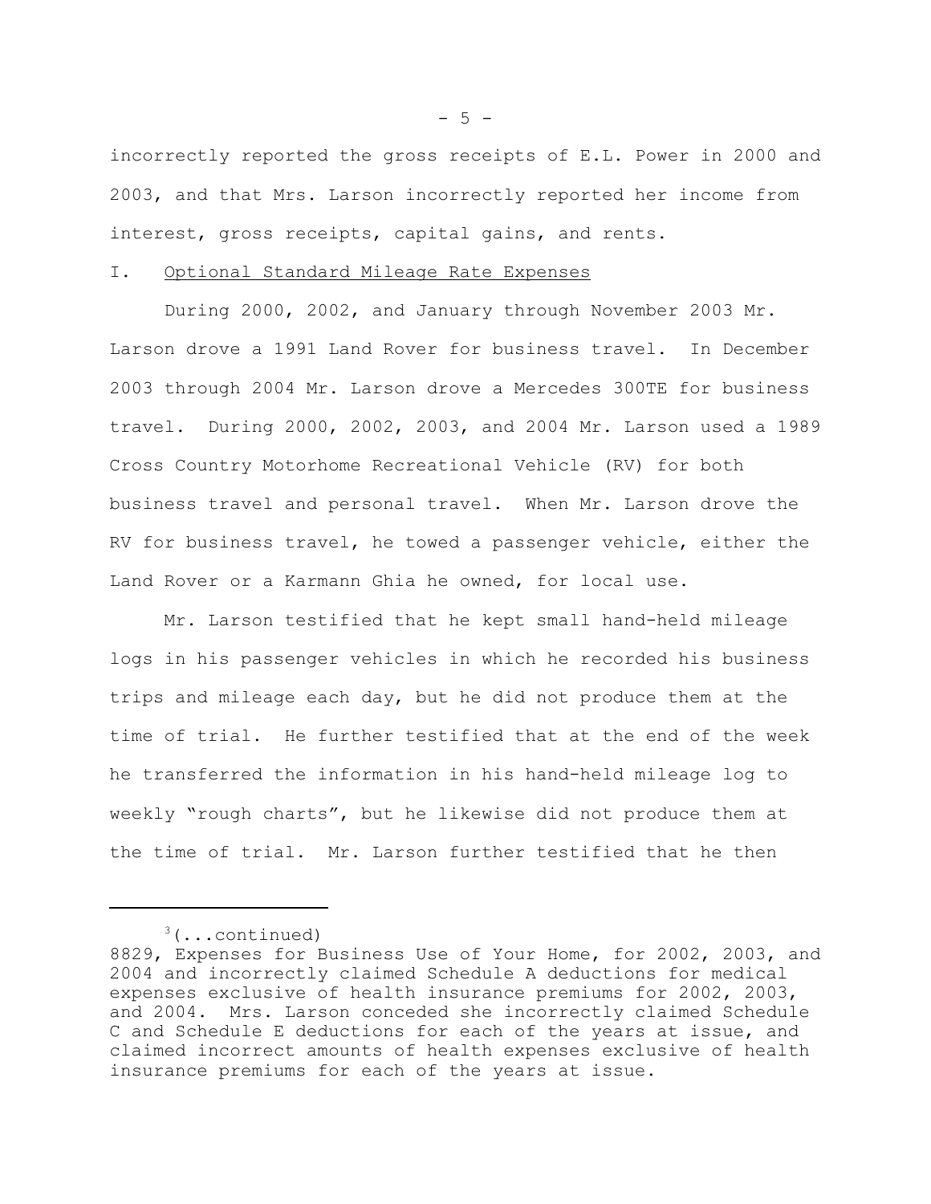incorrectly reported the gross receipts of E.L. Power in 2000 and 2003, and that Mrs. Larson incorrectly reported her income from interest, gross receipts, capital gains, and rents.

I. Optional Standard Mileage Rate Expenses

During 2000, 2002, and January through November 2003 Mr. Larson drove a 1991 Land Rover for business travel. In December 2003 through 2004 Mr. Larson drove a Mercedes 300TE for business travel. During 2000, 2002, 2003, and 2004 Mr. Larson used a 1989 Cross Country Motorhome Recreational Vehicle (RV) for both business travel and personal travel. When Mr. Larson drove the RV for business travel, he towed a passenger vehicle, either the Land Rover or a Karmann Ghia he owned, for local use.

Mr. Larson testified that he kept small hand-held mileage logs in his passenger vehicles in which he recorded his business trips and mileage each day, but he did not produce them at the time of trial. He further testified that at the end of the week he transferred the information in his hand-held mileage log to weekly "rough charts", but he likewise did not produce them at the time of trial. Mr. Larson further testified that he then

---

[3](...continued)
8829, Expenses for Business Use of Your Home, for 2002, 2003, and 2004 and incorrectly claimed Schedule A deductions for medical expenses exclusive of health insurance premiums for 2002, 2003, and 2004. Mrs. Larson conceded she incorrectly claimed Schedule C and Schedule E deductions for each of the years at issue, and claimed incorrect amounts of health expenses exclusive of health insurance premiums for each of the years at issue.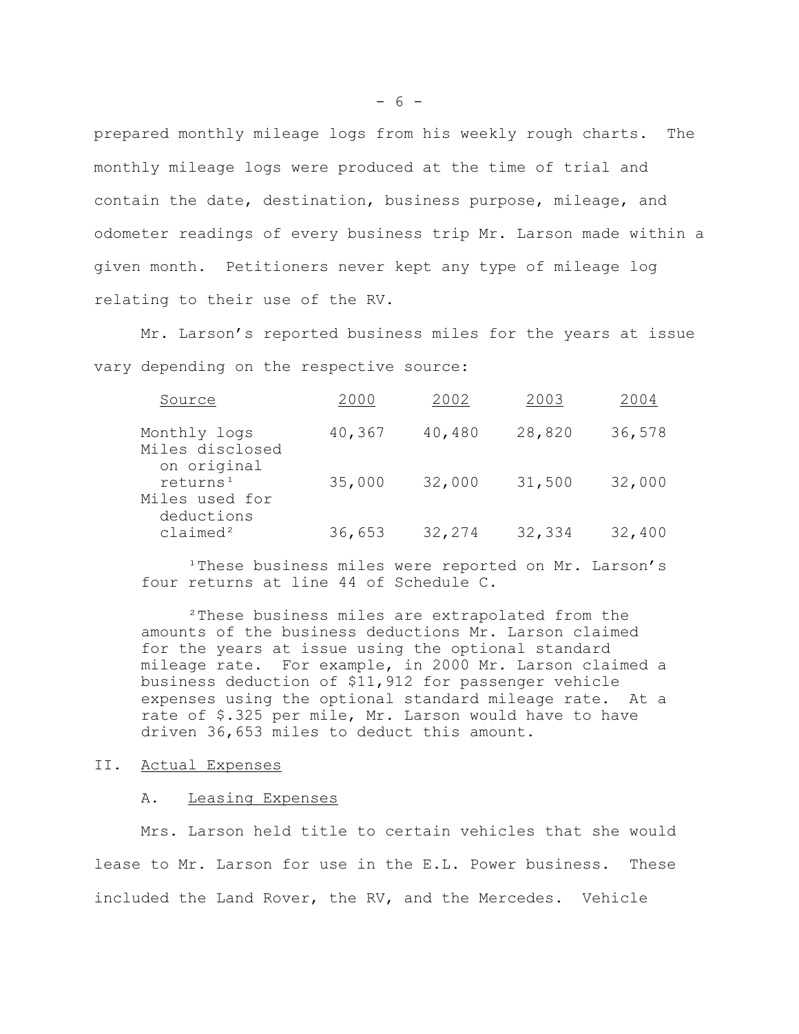prepared monthly mileage logs from his weekly rough charts. The monthly mileage logs were produced at the time of trial and contain the date, destination, business purpose, mileage, and odometer readings of every business trip Mr. Larson made within a given month. Petitioners never kept any type of mileage log relating to their use of the RV.

Mr. Larson's reported business miles for the years at issue vary depending on the respective source:

| Source | 2000 | 2002 | 2003 | 2004 |
|---|---|---|---|---|
| Monthly logs | 40,367 | 40,480 | 28,820 | 36,578 |
| Miles disclosed on original returns[1] | 35,000 | 32,000 | 31,500 | 32,000 |
| Miles used for deductions claimed[2] | 36,653 | 32,274 | 32,334 | 32,400 |

[1]These business miles were reported on Mr. Larson's four returns at line 44 of Schedule C.

[2]These business miles are extrapolated from the amounts of the business deductions Mr. Larson claimed for the years at issue using the optional standard mileage rate. For example, in 2000 Mr. Larson claimed a business deduction of $11,912 for passenger vehicle expenses using the optional standard mileage rate. At a rate of $.325 per mile, Mr. Larson would have to have driven 36,653 miles to deduct this amount.

## II. Actual Expenses

### A. Leasing Expenses

Mrs. Larson held title to certain vehicles that she would lease to Mr. Larson for use in the E.L. Power business. These included the Land Rover, the RV, and the Mercedes. Vehicle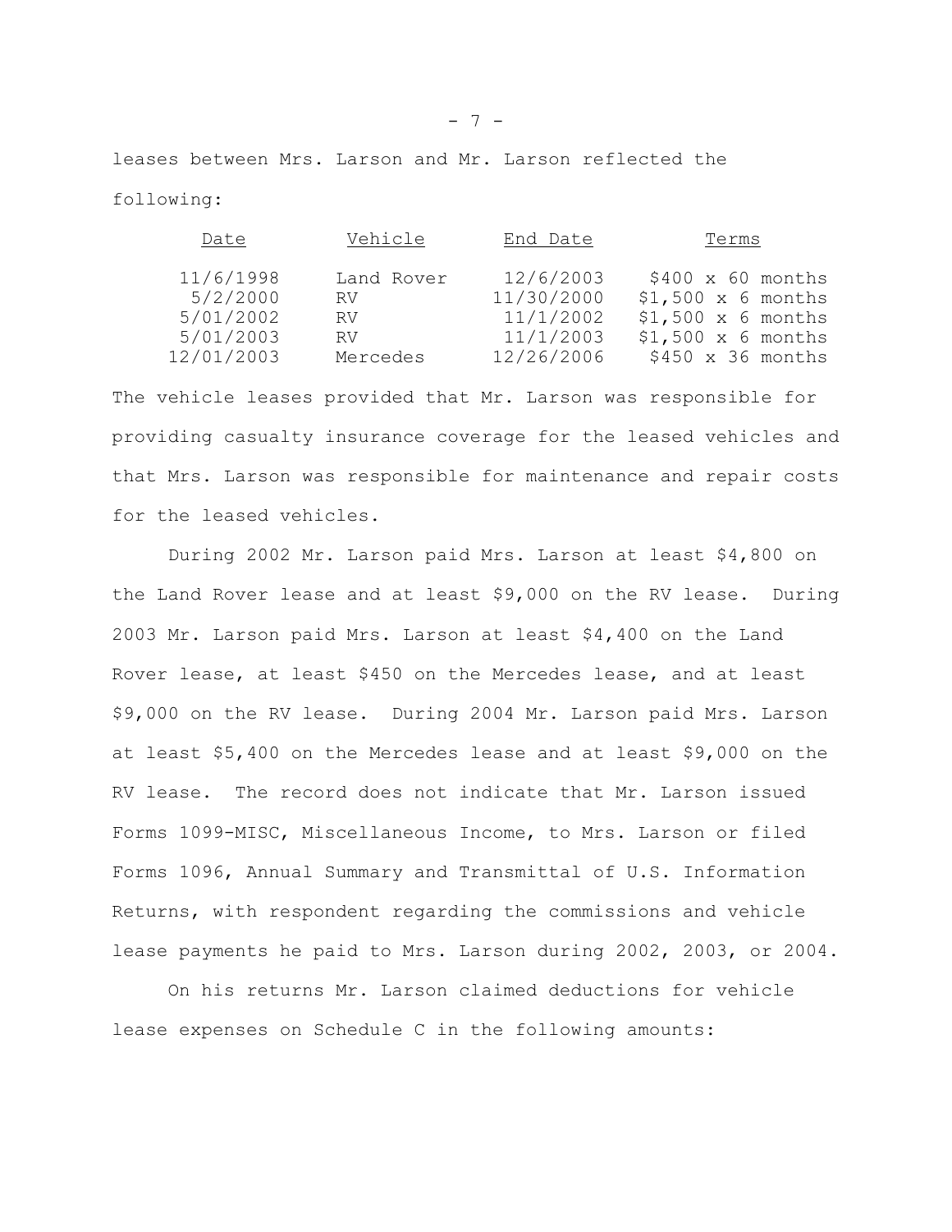leases between Mrs. Larson and Mr. Larson reflected the following:

| Date | Vehicle | End Date | Terms |
|---|---|---|---|
| 11/6/1998 | Land Rover | 12/6/2003 | $400 x 60 months |
| 5/2/2000 | RV | 11/30/2000 | $1,500 x 6 months |
| 5/01/2002 | RV | 11/1/2002 | $1,500 x 6 months |
| 5/01/2003 | RV | 11/1/2003 | $1,500 x 6 months |
| 12/01/2003 | Mercedes | 12/26/2006 | $450 x 36 months |

The vehicle leases provided that Mr. Larson was responsible for providing casualty insurance coverage for the leased vehicles and that Mrs. Larson was responsible for maintenance and repair costs for the leased vehicles.

During 2002 Mr. Larson paid Mrs. Larson at least $4,800 on the Land Rover lease and at least $9,000 on the RV lease. During 2003 Mr. Larson paid Mrs. Larson at least $4,400 on the Land Rover lease, at least $450 on the Mercedes lease, and at least $9,000 on the RV lease. During 2004 Mr. Larson paid Mrs. Larson at least $5,400 on the Mercedes lease and at least $9,000 on the RV lease. The record does not indicate that Mr. Larson issued Forms 1099-MISC, Miscellaneous Income, to Mrs. Larson or filed Forms 1096, Annual Summary and Transmittal of U.S. Information Returns, with respondent regarding the commissions and vehicle lease payments he paid to Mrs. Larson during 2002, 2003, or 2004.

On his returns Mr. Larson claimed deductions for vehicle lease expenses on Schedule C in the following amounts: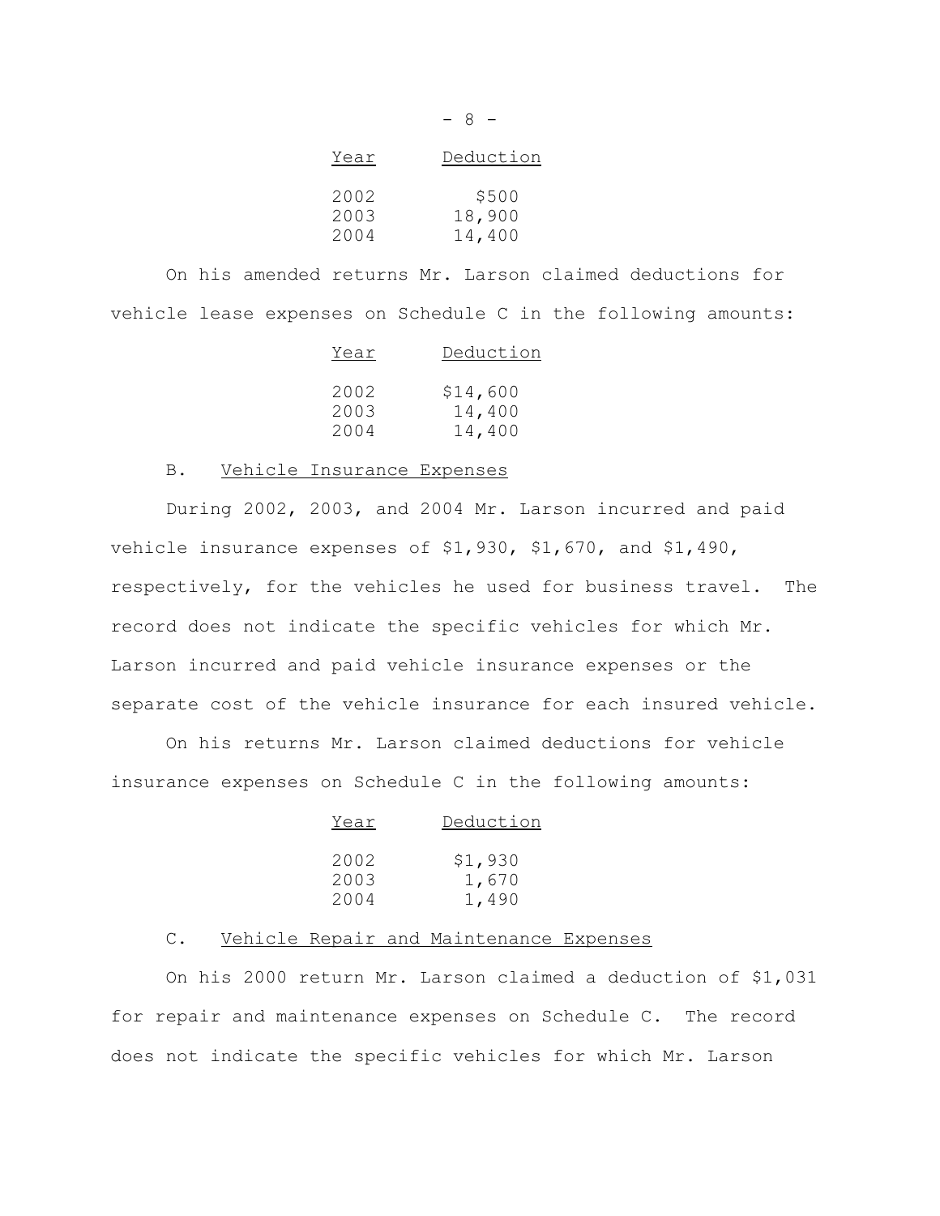| Year | Deduction |
|---|---|
| 2002 | $500 |
| 2003 | 18,900 |
| 2004 | 14,400 |

On his amended returns Mr. Larson claimed deductions for vehicle lease expenses on Schedule C in the following amounts:

| Year | Deduction |
|---|---|
| 2002 | $14,600 |
| 2003 | 14,400 |
| 2004 | 14,400 |

B. Vehicle Insurance Expenses

During 2002, 2003, and 2004 Mr. Larson incurred and paid vehicle insurance expenses of $1,930, $1,670, and $1,490, respectively, for the vehicles he used for business travel. The record does not indicate the specific vehicles for which Mr. Larson incurred and paid vehicle insurance expenses or the separate cost of the vehicle insurance for each insured vehicle.

On his returns Mr. Larson claimed deductions for vehicle insurance expenses on Schedule C in the following amounts:

| Year | Deduction |
|---|---|
| 2002 | $1,930 |
| 2003 | 1,670 |
| 2004 | 1,490 |

C. Vehicle Repair and Maintenance Expenses

On his 2000 return Mr. Larson claimed a deduction of $1,031 for repair and maintenance expenses on Schedule C. The record does not indicate the specific vehicles for which Mr. Larson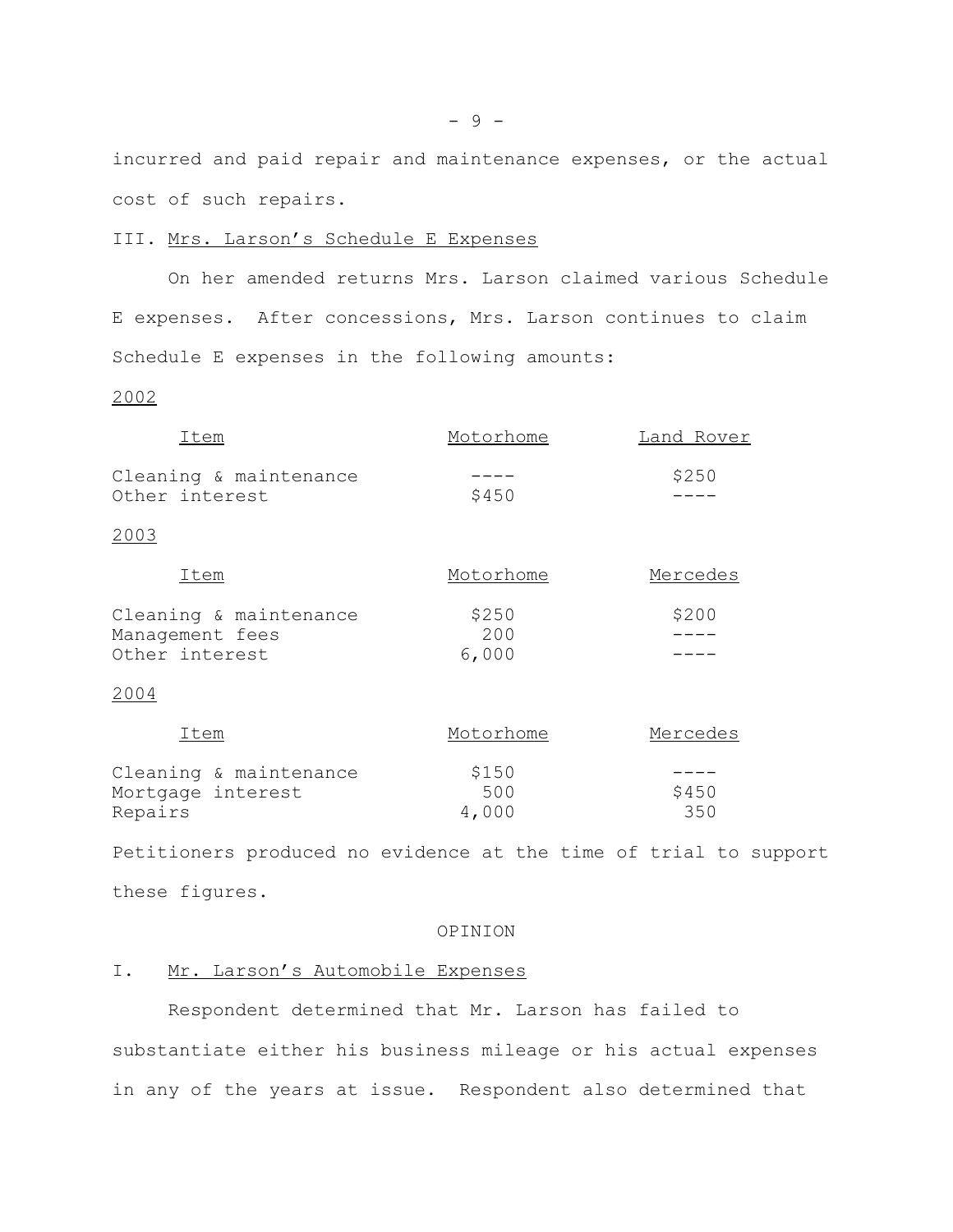incurred and paid repair and maintenance expenses, or the actual cost of such repairs.

III. Mrs. Larson's Schedule E Expenses

On her amended returns Mrs. Larson claimed various Schedule E expenses. After concessions, Mrs. Larson continues to claim Schedule E expenses in the following amounts:

2002

| Item | Motorhome | Land Rover |
|---|---|---|
| Cleaning & maintenance | ---- | $250 |
| Other interest | $450 | ---- |

2003

| Item | Motorhome | Mercedes |
|---|---|---|
| Cleaning & maintenance | $250 | $200 |
| Management fees | 200 | ---- |
| Other interest | 6,000 | ---- |

2004

| Item | Motorhome | Mercedes |
|---|---|---|
| Cleaning & maintenance | $150 | ---- |
| Mortgage interest | 500 | $450 |
| Repairs | 4,000 | 350 |

Petitioners produced no evidence at the time of trial to support these figures.

OPINION

I. Mr. Larson's Automobile Expenses

Respondent determined that Mr. Larson has failed to substantiate either his business mileage or his actual expenses in any of the years at issue. Respondent also determined that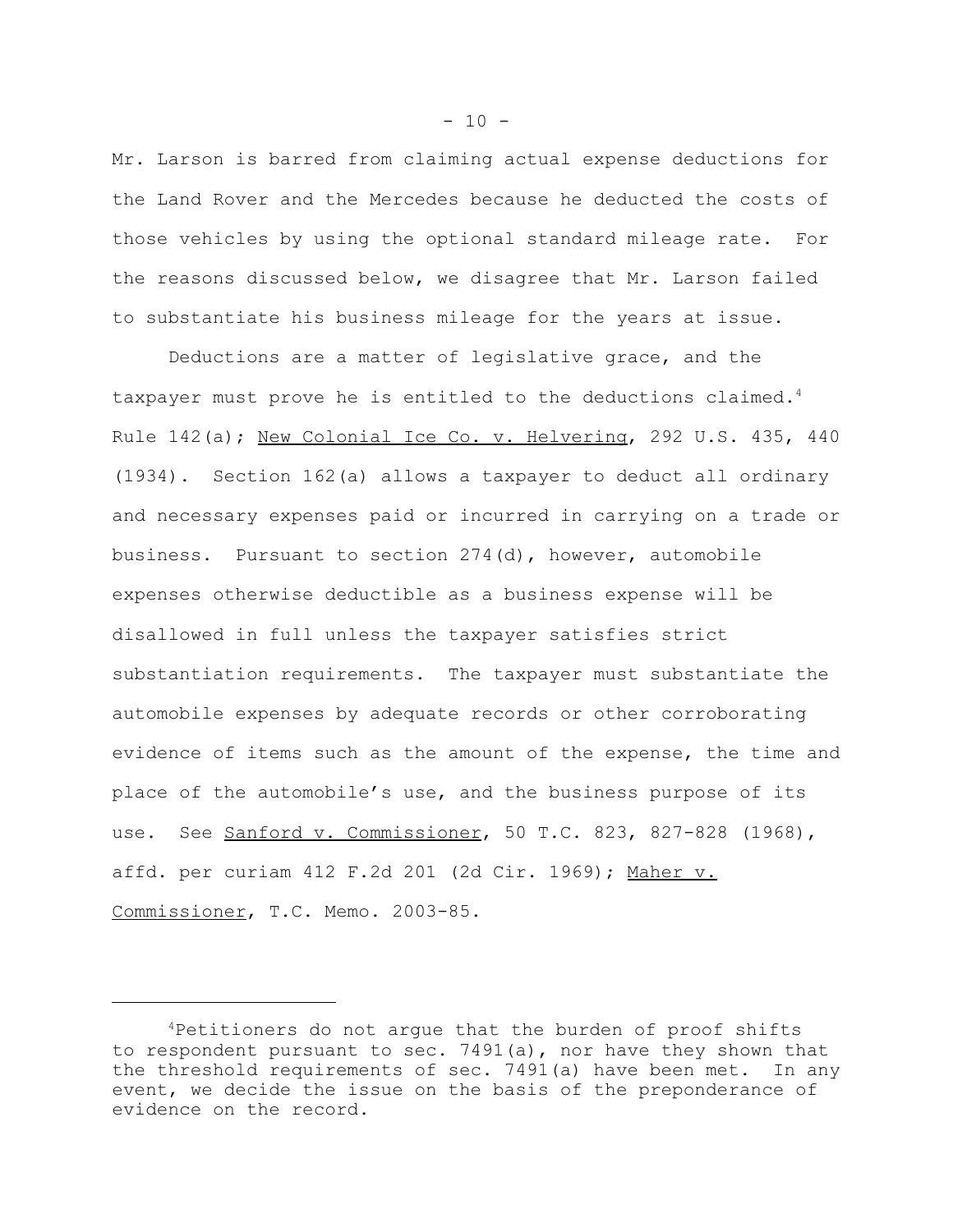Mr. Larson is barred from claiming actual expense deductions for the Land Rover and the Mercedes because he deducted the costs of those vehicles by using the optional standard mileage rate. For the reasons discussed below, we disagree that Mr. Larson failed to substantiate his business mileage for the years at issue.

Deductions are a matter of legislative grace, and the taxpayer must prove he is entitled to the deductions claimed.[4] Rule 142(a); New Colonial Ice Co. v. Helvering, 292 U.S. 435, 440 (1934). Section 162(a) allows a taxpayer to deduct all ordinary and necessary expenses paid or incurred in carrying on a trade or business. Pursuant to section 274(d), however, automobile expenses otherwise deductible as a business expense will be disallowed in full unless the taxpayer satisfies strict substantiation requirements. The taxpayer must substantiate the automobile expenses by adequate records or other corroborating evidence of items such as the amount of the expense, the time and place of the automobile's use, and the business purpose of its use. See Sanford v. Commissioner, 50 T.C. 823, 827-828 (1968), affd. per curiam 412 F.2d 201 (2d Cir. 1969); Maher v. Commissioner, T.C. Memo. 2003-85.

---

[4]Petitioners do not argue that the burden of proof shifts to respondent pursuant to sec. 7491(a), nor have they shown that the threshold requirements of sec. 7491(a) have been met. In any event, we decide the issue on the basis of the preponderance of evidence on the record.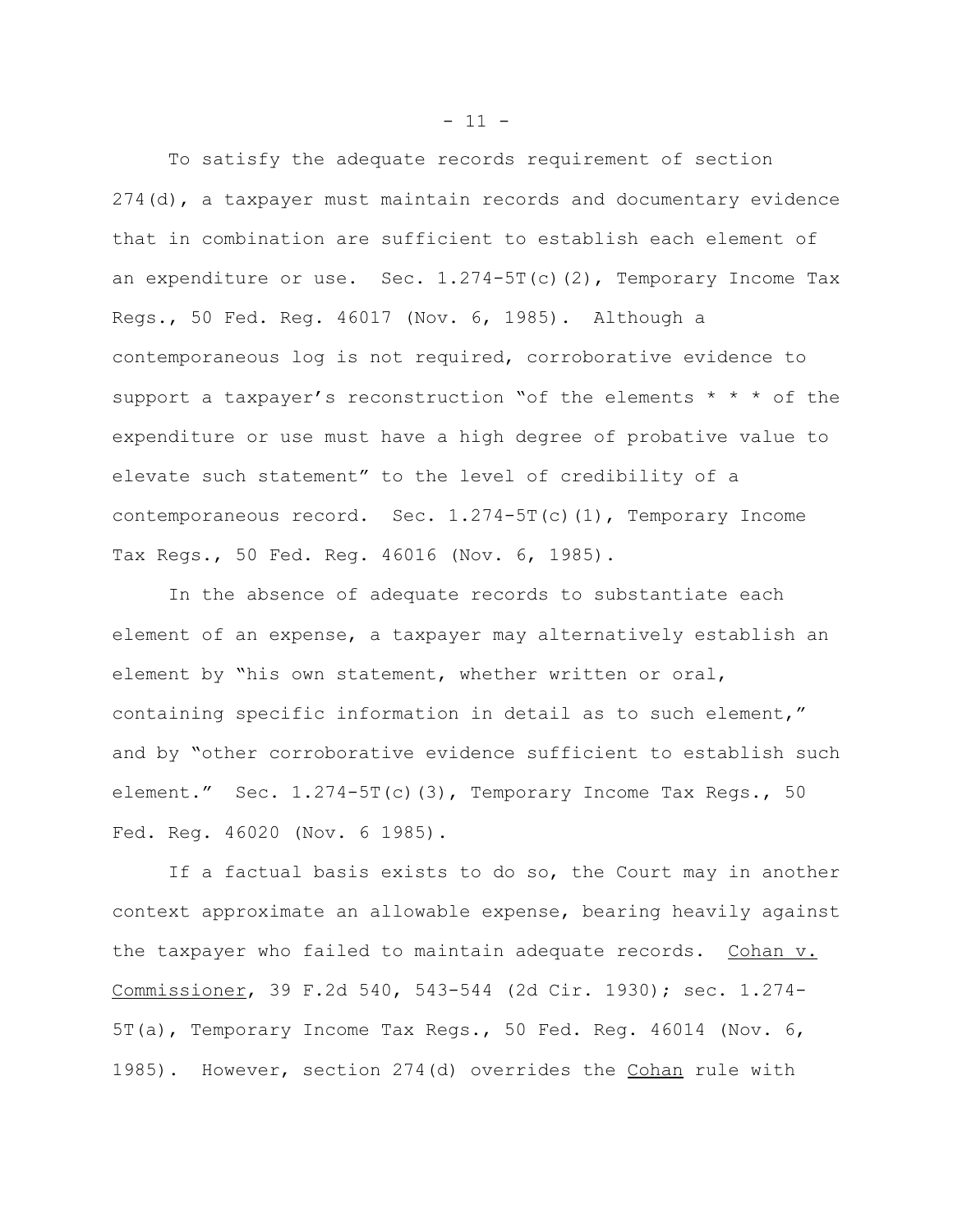To satisfy the adequate records requirement of section 274(d), a taxpayer must maintain records and documentary evidence that in combination are sufficient to establish each element of an expenditure or use. Sec. 1.274-5T(c)(2), Temporary Income Tax Regs., 50 Fed. Reg. 46017 (Nov. 6, 1985). Although a contemporaneous log is not required, corroborative evidence to support a taxpayer's reconstruction "of the elements * * * of the expenditure or use must have a high degree of probative value to elevate such statement" to the level of credibility of a contemporaneous record. Sec. 1.274-5T(c)(1), Temporary Income Tax Regs., 50 Fed. Reg. 46016 (Nov. 6, 1985).

In the absence of adequate records to substantiate each element of an expense, a taxpayer may alternatively establish an element by "his own statement, whether written or oral, containing specific information in detail as to such element," and by "other corroborative evidence sufficient to establish such element." Sec. 1.274-5T(c)(3), Temporary Income Tax Regs., 50 Fed. Reg. 46020 (Nov. 6 1985).

If a factual basis exists to do so, the Court may in another context approximate an allowable expense, bearing heavily against the taxpayer who failed to maintain adequate records. Cohan v. Commissioner, 39 F.2d 540, 543-544 (2d Cir. 1930); sec. 1.274-5T(a), Temporary Income Tax Regs., 50 Fed. Reg. 46014 (Nov. 6, 1985). However, section 274(d) overrides the Cohan rule with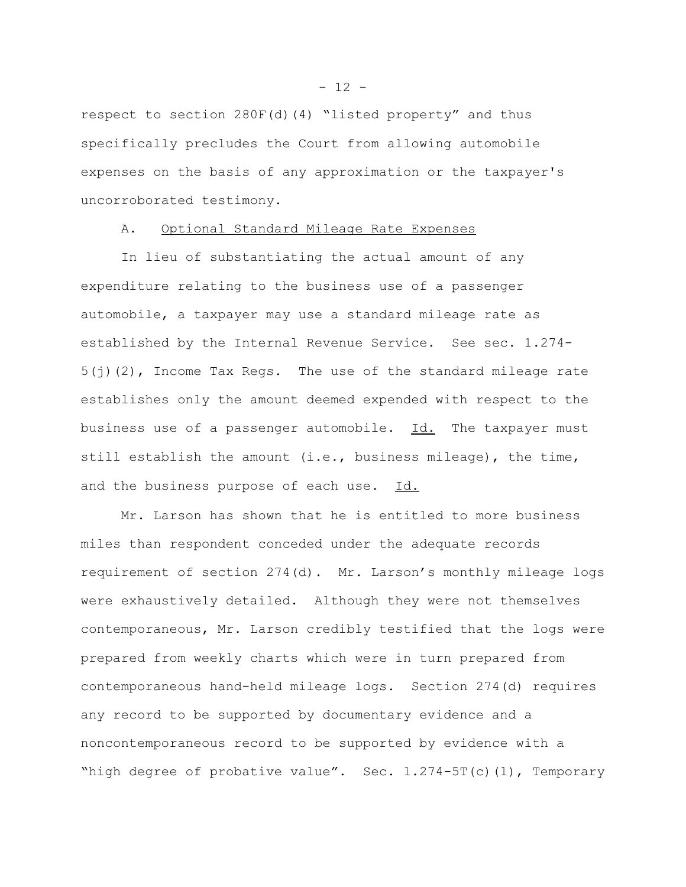respect to section 280F(d)(4) "listed property" and thus specifically precludes the Court from allowing automobile expenses on the basis of any approximation or the taxpayer's uncorroborated testimony.

A. Optional Standard Mileage Rate Expenses

In lieu of substantiating the actual amount of any expenditure relating to the business use of a passenger automobile, a taxpayer may use a standard mileage rate as established by the Internal Revenue Service. See sec. 1.274-5(j)(2), Income Tax Regs. The use of the standard mileage rate establishes only the amount deemed expended with respect to the business use of a passenger automobile. Id. The taxpayer must still establish the amount (i.e., business mileage), the time, and the business purpose of each use. Id.

Mr. Larson has shown that he is entitled to more business miles than respondent conceded under the adequate records requirement of section 274(d). Mr. Larson's monthly mileage logs were exhaustively detailed. Although they were not themselves contemporaneous, Mr. Larson credibly testified that the logs were prepared from weekly charts which were in turn prepared from contemporaneous hand-held mileage logs. Section 274(d) requires any record to be supported by documentary evidence and a noncontemporaneous record to be supported by evidence with a "high degree of probative value". Sec. 1.274-5T(c)(1), Temporary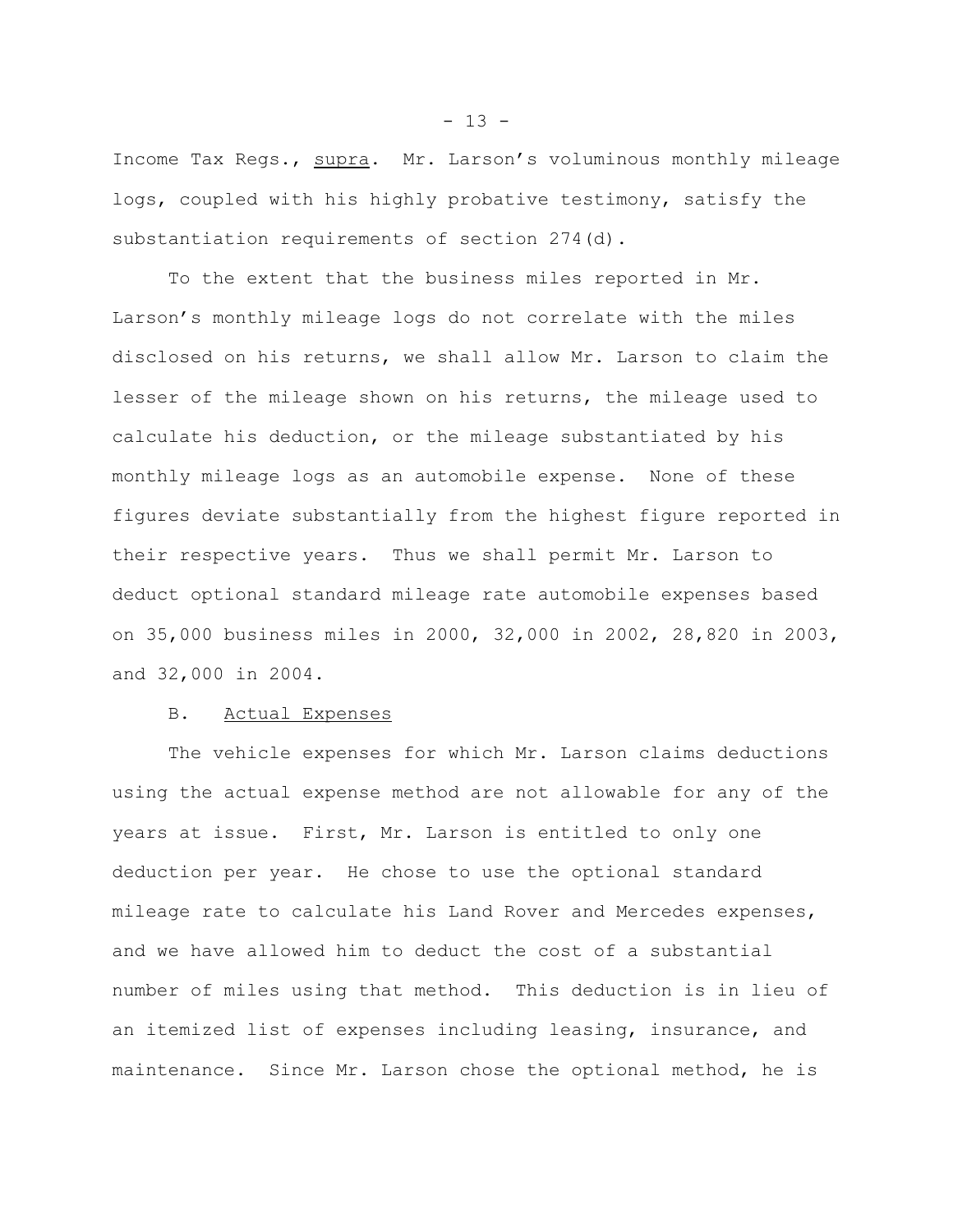Income Tax Regs., supra. Mr. Larson’s voluminous monthly mileage logs, coupled with his highly probative testimony, satisfy the substantiation requirements of section 274(d).

To the extent that the business miles reported in Mr. Larson’s monthly mileage logs do not correlate with the miles disclosed on his returns, we shall allow Mr. Larson to claim the lesser of the mileage shown on his returns, the mileage used to calculate his deduction, or the mileage substantiated by his monthly mileage logs as an automobile expense. None of these figures deviate substantially from the highest figure reported in their respective years. Thus we shall permit Mr. Larson to deduct optional standard mileage rate automobile expenses based on 35,000 business miles in 2000, 32,000 in 2002, 28,820 in 2003, and 32,000 in 2004.

B. Actual Expenses

The vehicle expenses for which Mr. Larson claims deductions using the actual expense method are not allowable for any of the years at issue. First, Mr. Larson is entitled to only one deduction per year. He chose to use the optional standard mileage rate to calculate his Land Rover and Mercedes expenses, and we have allowed him to deduct the cost of a substantial number of miles using that method. This deduction is in lieu of an itemized list of expenses including leasing, insurance, and maintenance. Since Mr. Larson chose the optional method, he is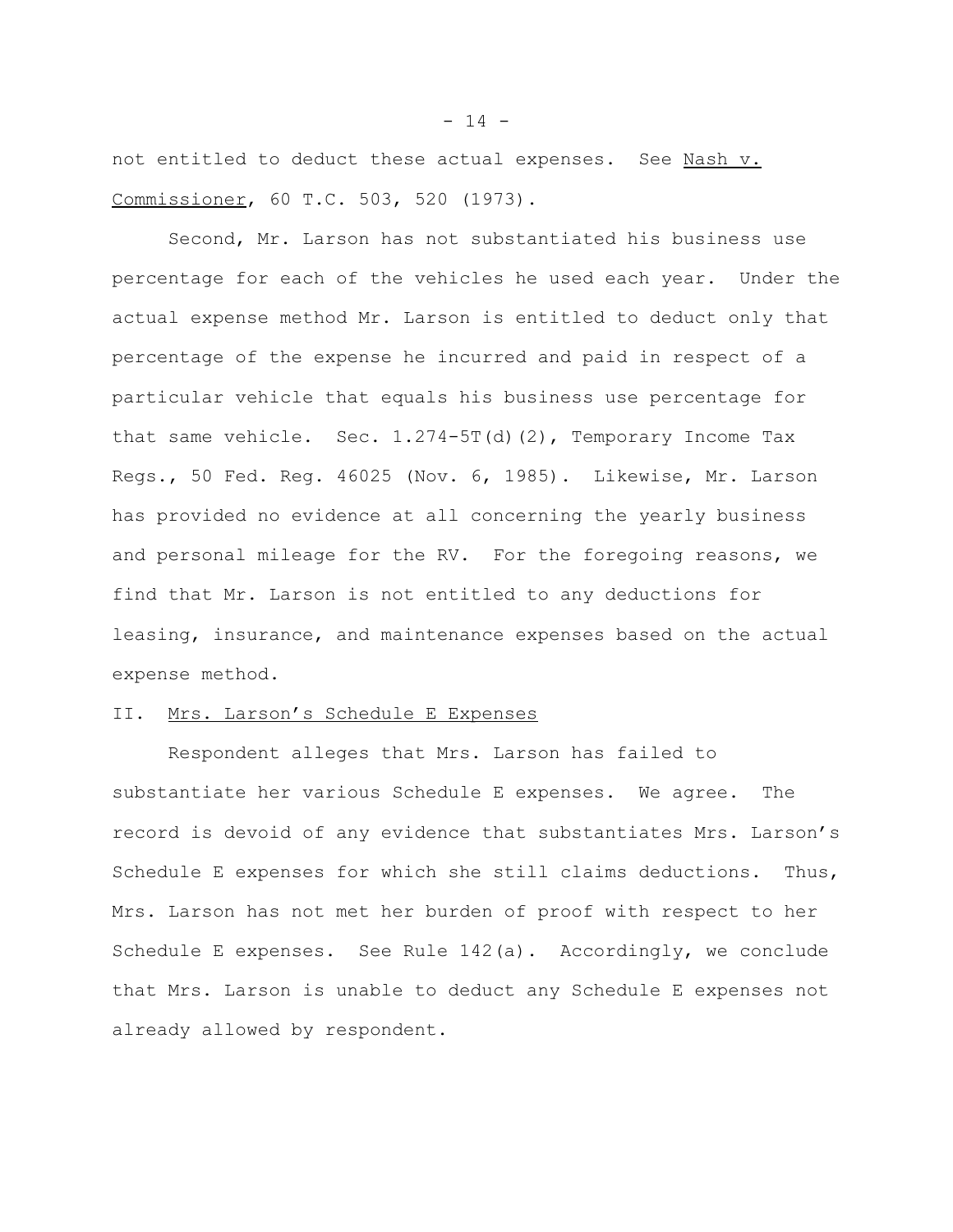not entitled to deduct these actual expenses. See Nash v. Commissioner, 60 T.C. 503, 520 (1973).

Second, Mr. Larson has not substantiated his business use percentage for each of the vehicles he used each year. Under the actual expense method Mr. Larson is entitled to deduct only that percentage of the expense he incurred and paid in respect of a particular vehicle that equals his business use percentage for that same vehicle. Sec. 1.274-5T(d)(2), Temporary Income Tax Regs., 50 Fed. Reg. 46025 (Nov. 6, 1985). Likewise, Mr. Larson has provided no evidence at all concerning the yearly business and personal mileage for the RV. For the foregoing reasons, we find that Mr. Larson is not entitled to any deductions for leasing, insurance, and maintenance expenses based on the actual expense method.

## II. Mrs. Larson's Schedule E Expenses

Respondent alleges that Mrs. Larson has failed to substantiate her various Schedule E expenses. We agree. The record is devoid of any evidence that substantiates Mrs. Larson's Schedule E expenses for which she still claims deductions. Thus, Mrs. Larson has not met her burden of proof with respect to her Schedule E expenses. See Rule 142(a). Accordingly, we conclude that Mrs. Larson is unable to deduct any Schedule E expenses not already allowed by respondent.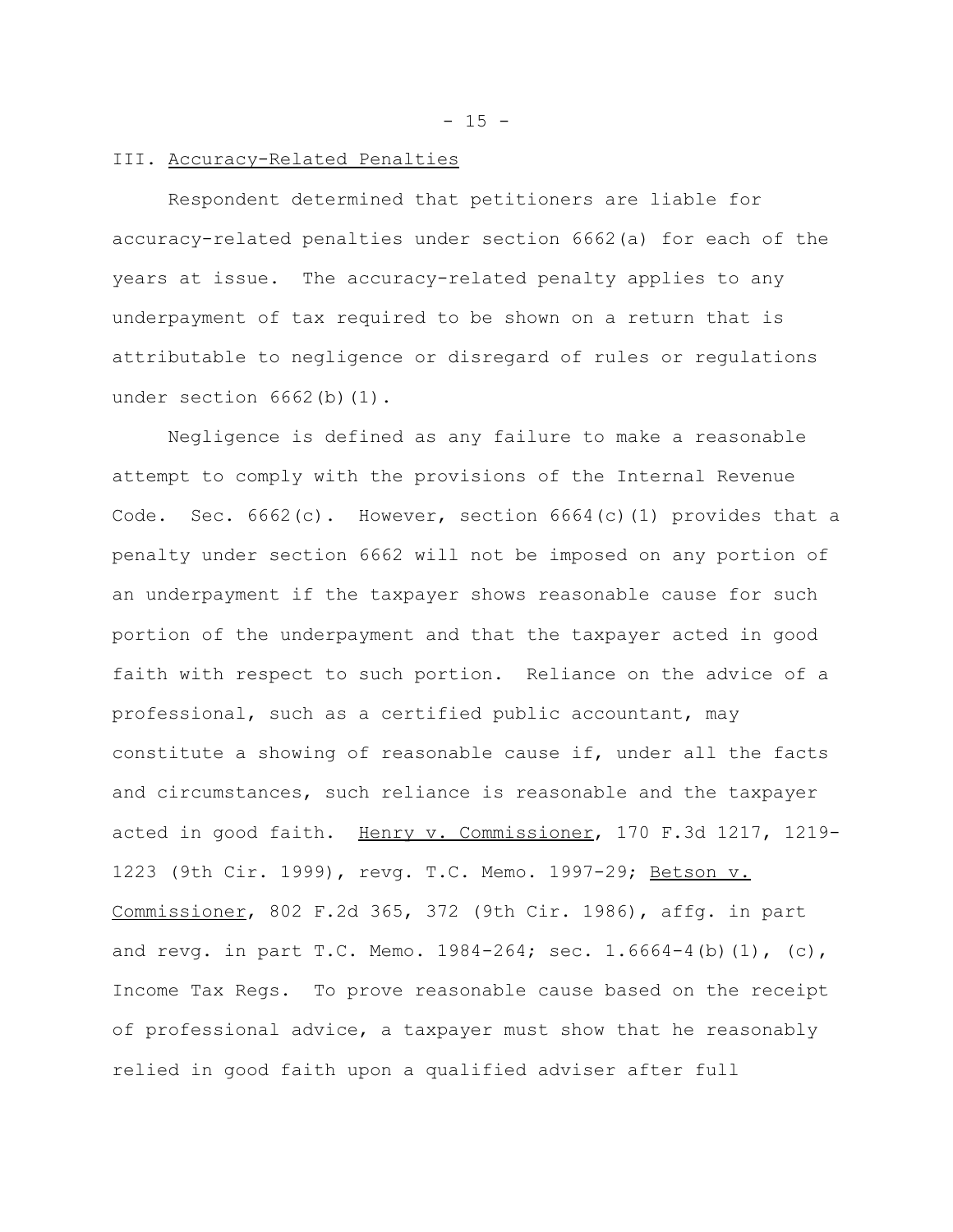III. <u>Accuracy-Related Penalties</u>

Respondent determined that petitioners are liable for accuracy-related penalties under section 6662(a) for each of the years at issue. The accuracy-related penalty applies to any underpayment of tax required to be shown on a return that is attributable to negligence or disregard of rules or regulations under section 6662(b)(1).

Negligence is defined as any failure to make a reasonable attempt to comply with the provisions of the Internal Revenue Code. Sec. 6662(c). However, section 6664(c)(1) provides that a penalty under section 6662 will not be imposed on any portion of an underpayment if the taxpayer shows reasonable cause for such portion of the underpayment and that the taxpayer acted in good faith with respect to such portion. Reliance on the advice of a professional, such as a certified public accountant, may constitute a showing of reasonable cause if, under all the facts and circumstances, such reliance is reasonable and the taxpayer acted in good faith. <u>Henry v. Commissioner</u>, 170 F.3d 1217, 1219-1223 (9th Cir. 1999), revg. T.C. Memo. 1997-29; <u>Betson v. Commissioner</u>, 802 F.2d 365, 372 (9th Cir. 1986), affg. in part and revg. in part T.C. Memo. 1984-264; sec. 1.6664-4(b)(1), (c), Income Tax Regs. To prove reasonable cause based on the receipt of professional advice, a taxpayer must show that he reasonably relied in good faith upon a qualified adviser after full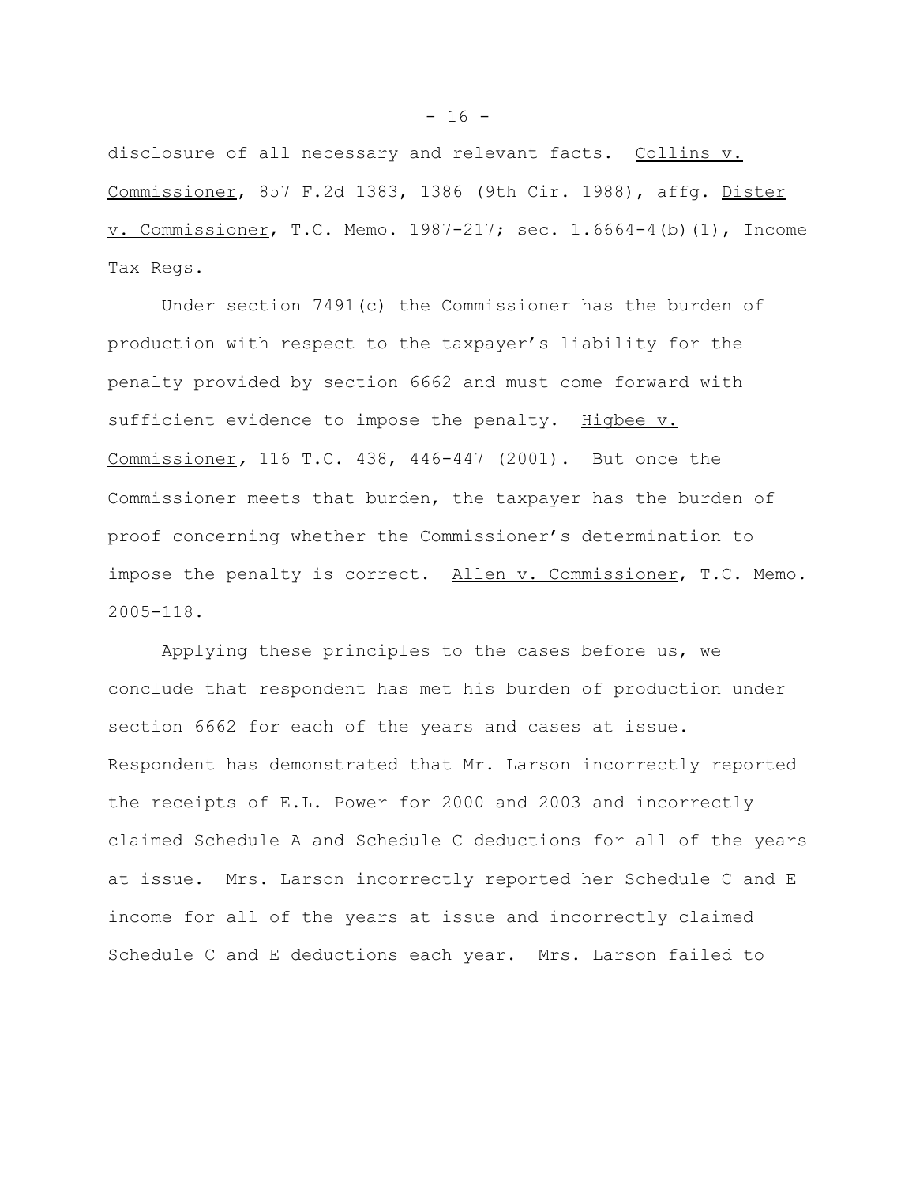disclosure of all necessary and relevant facts. Collins v. Commissioner, 857 F.2d 1383, 1386 (9th Cir. 1988), affg. Dister v. Commissioner, T.C. Memo. 1987-217; sec. 1.6664-4(b)(1), Income Tax Regs.

Under section 7491(c) the Commissioner has the burden of production with respect to the taxpayer's liability for the penalty provided by section 6662 and must come forward with sufficient evidence to impose the penalty. Higbee v. Commissioner, 116 T.C. 438, 446-447 (2001). But once the Commissioner meets that burden, the taxpayer has the burden of proof concerning whether the Commissioner's determination to impose the penalty is correct. Allen v. Commissioner, T.C. Memo. 2005-118.

Applying these principles to the cases before us, we conclude that respondent has met his burden of production under section 6662 for each of the years and cases at issue. Respondent has demonstrated that Mr. Larson incorrectly reported the receipts of E.L. Power for 2000 and 2003 and incorrectly claimed Schedule A and Schedule C deductions for all of the years at issue. Mrs. Larson incorrectly reported her Schedule C and E income for all of the years at issue and incorrectly claimed Schedule C and E deductions each year. Mrs. Larson failed to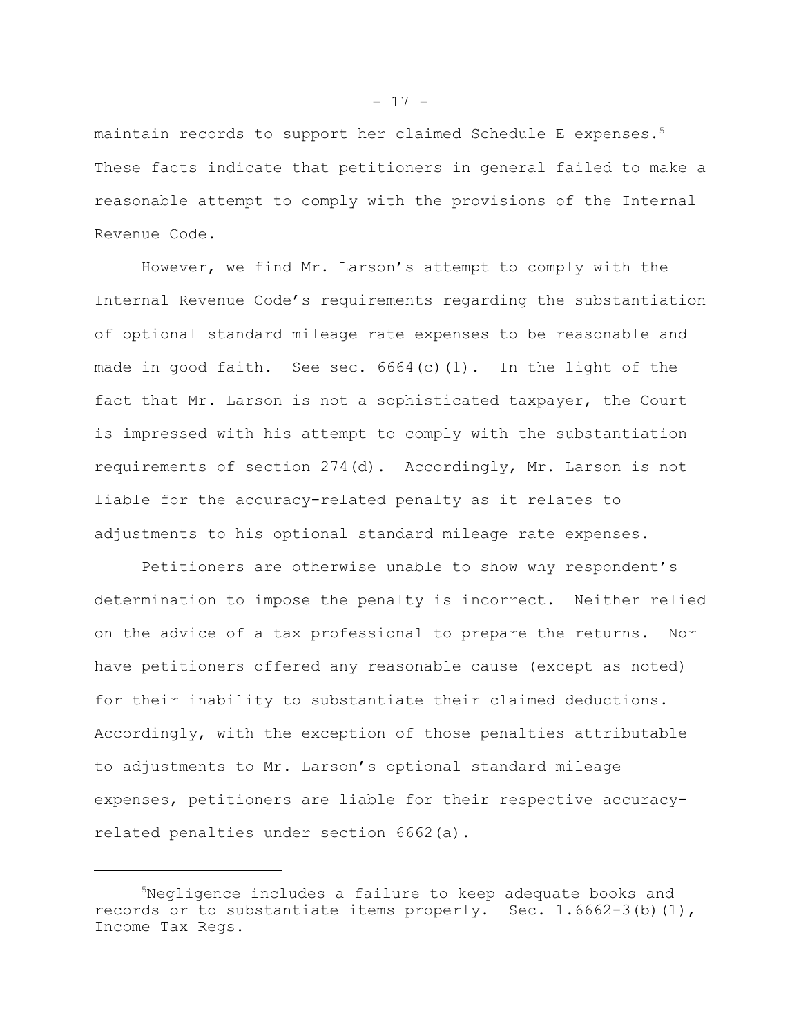maintain records to support her claimed Schedule E expenses.[5] These facts indicate that petitioners in general failed to make a reasonable attempt to comply with the provisions of the Internal Revenue Code.

However, we find Mr. Larson's attempt to comply with the Internal Revenue Code's requirements regarding the substantiation of optional standard mileage rate expenses to be reasonable and made in good faith. See sec. 6664(c)(1). In the light of the fact that Mr. Larson is not a sophisticated taxpayer, the Court is impressed with his attempt to comply with the substantiation requirements of section 274(d). Accordingly, Mr. Larson is not liable for the accuracy-related penalty as it relates to adjustments to his optional standard mileage rate expenses.

Petitioners are otherwise unable to show why respondent's determination to impose the penalty is incorrect. Neither relied on the advice of a tax professional to prepare the returns. Nor have petitioners offered any reasonable cause (except as noted) for their inability to substantiate their claimed deductions. Accordingly, with the exception of those penalties attributable to adjustments to Mr. Larson's optional standard mileage expenses, petitioners are liable for their respective accuracy-related penalties under section 6662(a).

---

[5]Negligence includes a failure to keep adequate books and records or to substantiate items properly. Sec. 1.6662-3(b)(1), Income Tax Regs.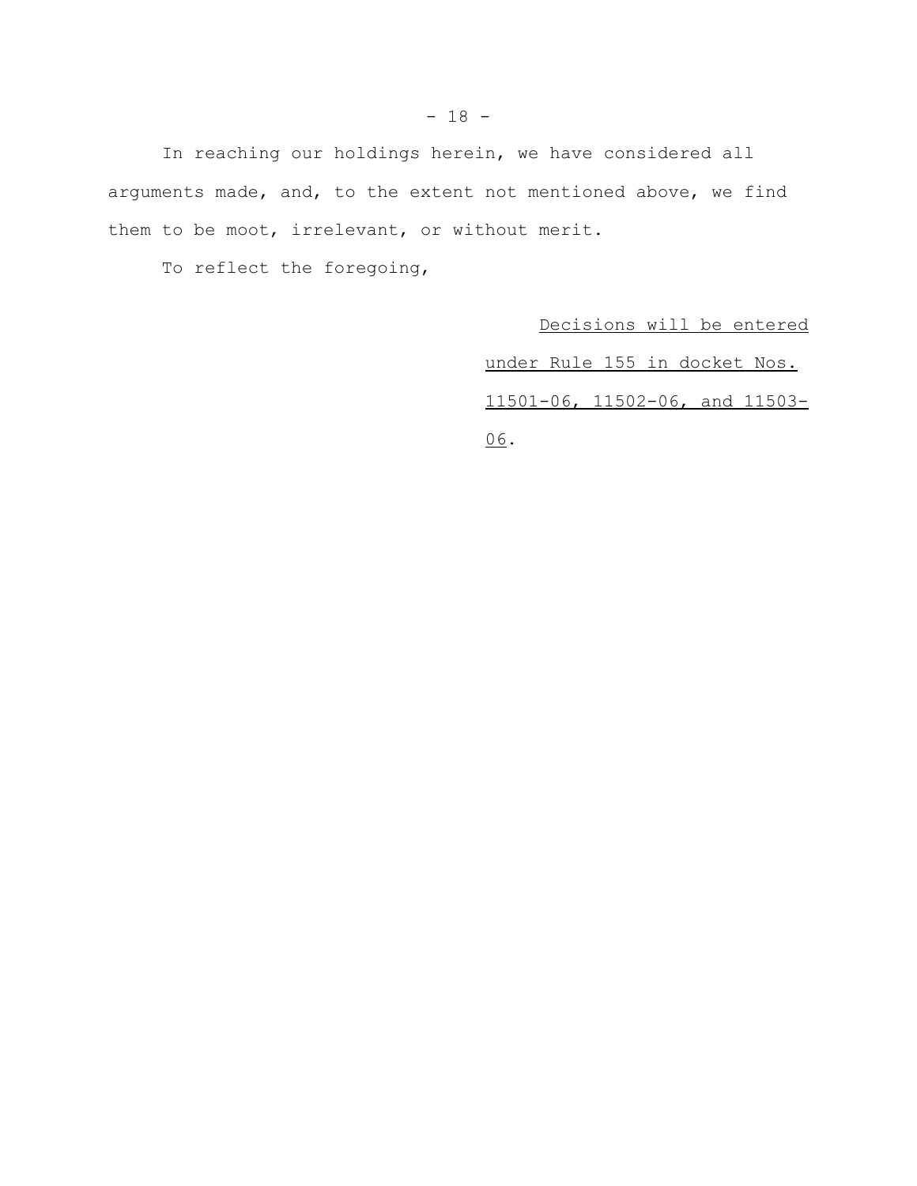In reaching our holdings herein, we have considered all arguments made, and, to the extent not mentioned above, we find them to be moot, irrelevant, or without merit.

To reflect the foregoing,

Decisions will be entered under Rule 155 in docket Nos. 11501-06, 11502-06, and 11503-06.